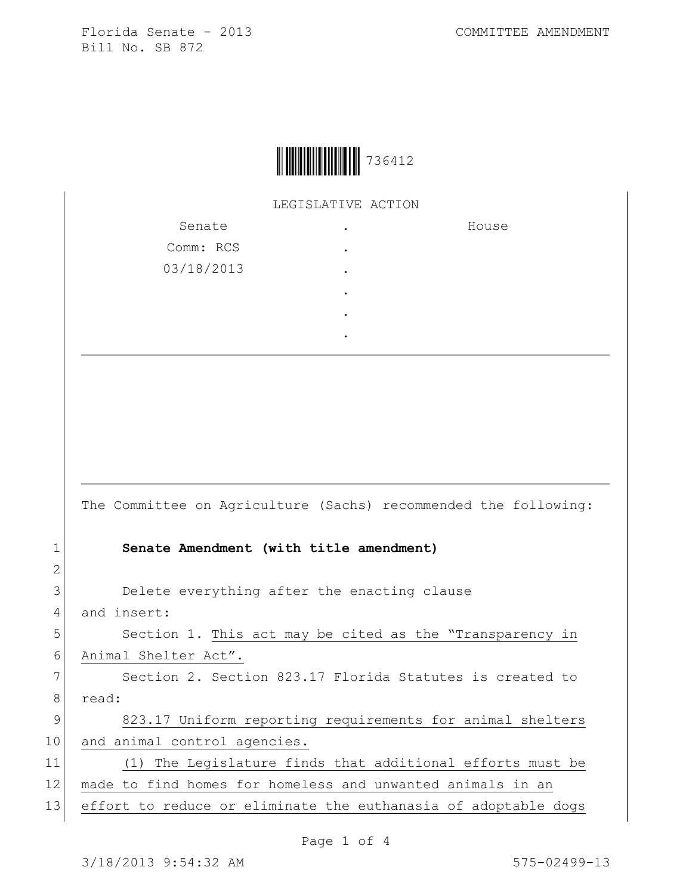Florida Senate - 2013
Bill No. SB 872

COMMITTEE AMENDMENT

736412

LEGISLATIVE ACTION

| Senate | . | House |
|---|---|---|
| Comm: RCS | . | |
| 03/18/2013 | . | |
| | . | |
| | . | |
| | . | |

The Committee on Agriculture (Sachs) recommended the following:

1 **Senate Amendment (with title amendment)**

2

3 Delete everything after the enacting clause
4 and insert:
5 Section 1. This act may be cited as the "Transparency in
6 Animal Shelter Act".
7 Section 2. Section 823.17 Florida Statutes is created to
8 read:
9 823.17 Uniform reporting requirements for animal shelters
10 and animal control agencies.
11 (1) The Legislature finds that additional efforts must be
12 made to find homes for homeless and unwanted animals in an
13 effort to reduce or eliminate the euthanasia of adoptable dogs

3/18/2013 9:54:32 AM 575-02499-13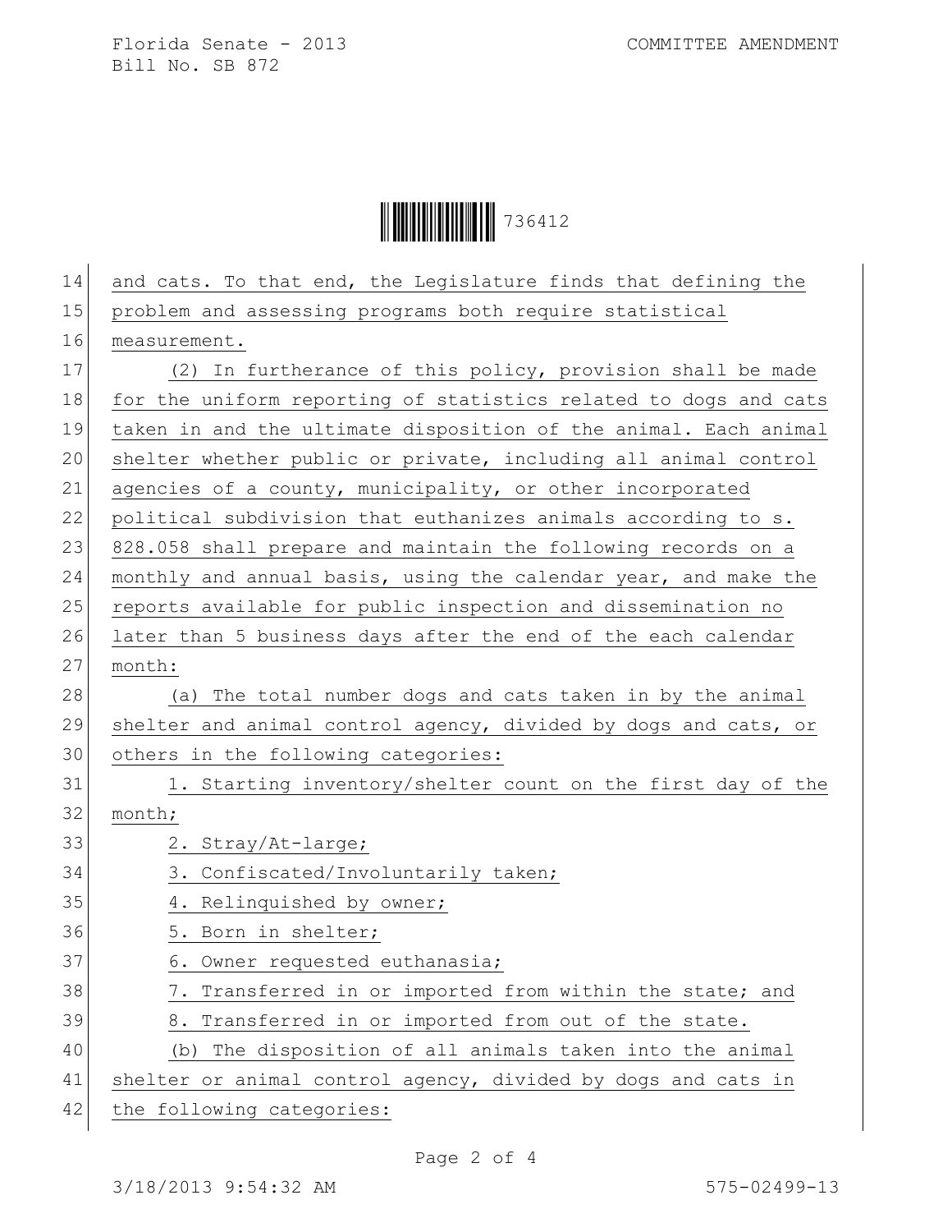and cats. To that end, the Legislature finds that defining the problem and assessing programs both require statistical measurement.

(2) In furtherance of this policy, provision shall be made for the uniform reporting of statistics related to dogs and cats taken in and the ultimate disposition of the animal. Each animal shelter whether public or private, including all animal control agencies of a county, municipality, or other incorporated political subdivision that euthanizes animals according to s. 828.058 shall prepare and maintain the following records on a monthly and annual basis, using the calendar year, and make the reports available for public inspection and dissemination no later than 5 business days after the end of the each calendar month:

(a) The total number dogs and cats taken in by the animal shelter and animal control agency, divided by dogs and cats, or others in the following categories:

1. Starting inventory/shelter count on the first day of the month;
2. Stray/At-large;
3. Confiscated/Involuntarily taken;
4. Relinquished by owner;
5. Born in shelter;
6. Owner requested euthanasia;
7. Transferred in or imported from within the state; and
8. Transferred in or imported from out of the state.

(b) The disposition of all animals taken into the animal shelter or animal control agency, divided by dogs and cats in the following categories: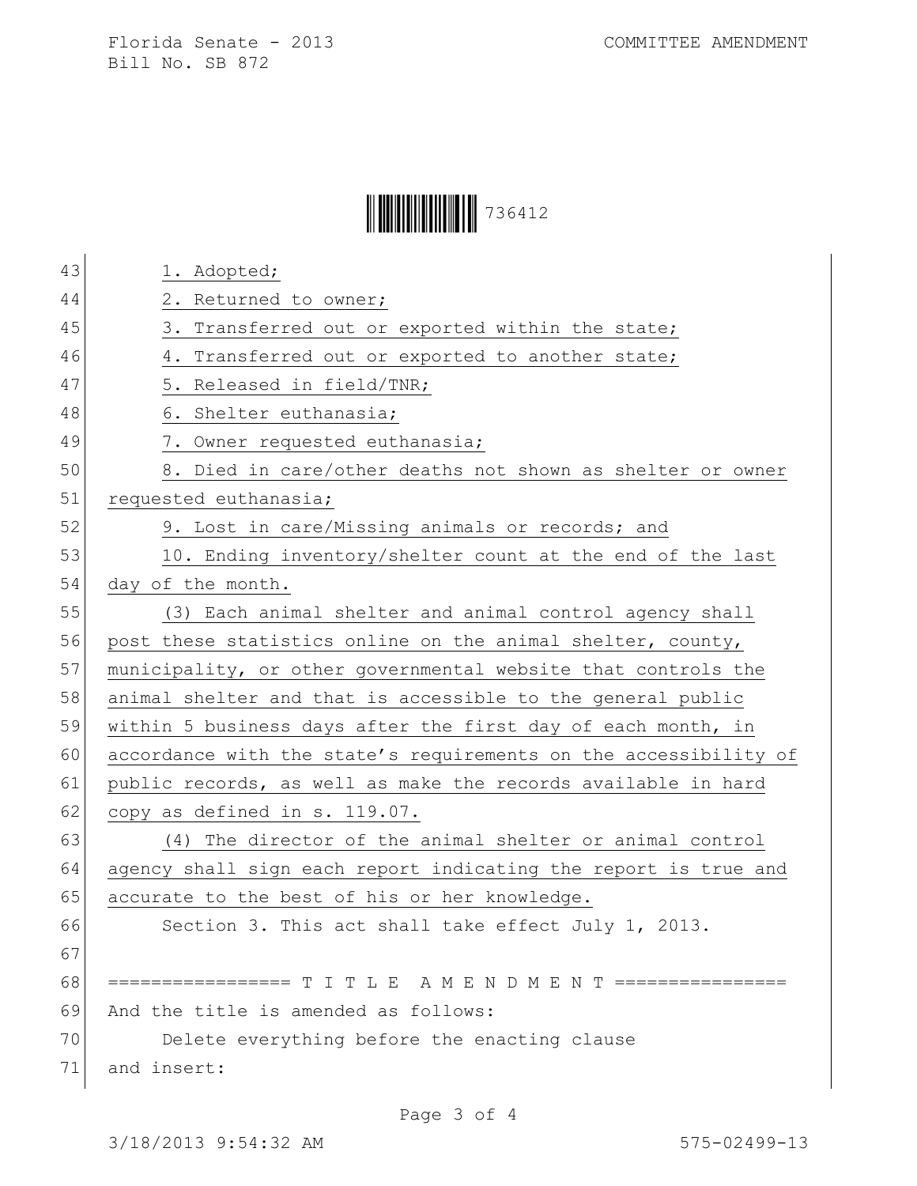1. Adopted;

2. Returned to owner;

3. Transferred out or exported within the state;

4. Transferred out or exported to another state;

5. Released in field/TNR;

6. Shelter euthanasia;

7. Owner requested euthanasia;

8. Died in care/other deaths not shown as shelter or owner requested euthanasia;

9. Lost in care/Missing animals or records; and

10. Ending inventory/shelter count at the end of the last day of the month.

(3) Each animal shelter and animal control agency shall post these statistics online on the animal shelter, county, municipality, or other governmental website that controls the animal shelter and that is accessible to the general public within 5 business days after the first day of each month, in accordance with the state's requirements on the accessibility of public records, as well as make the records available in hard copy as defined in s. 119.07.

(4) The director of the animal shelter or animal control agency shall sign each report indicating the report is true and accurate to the best of his or her knowledge.

Section 3. This act shall take effect July 1, 2013.

================= T I T L E A M E N D M E N T ================

And the title is amended as follows:

Delete everything before the enacting clause

and insert: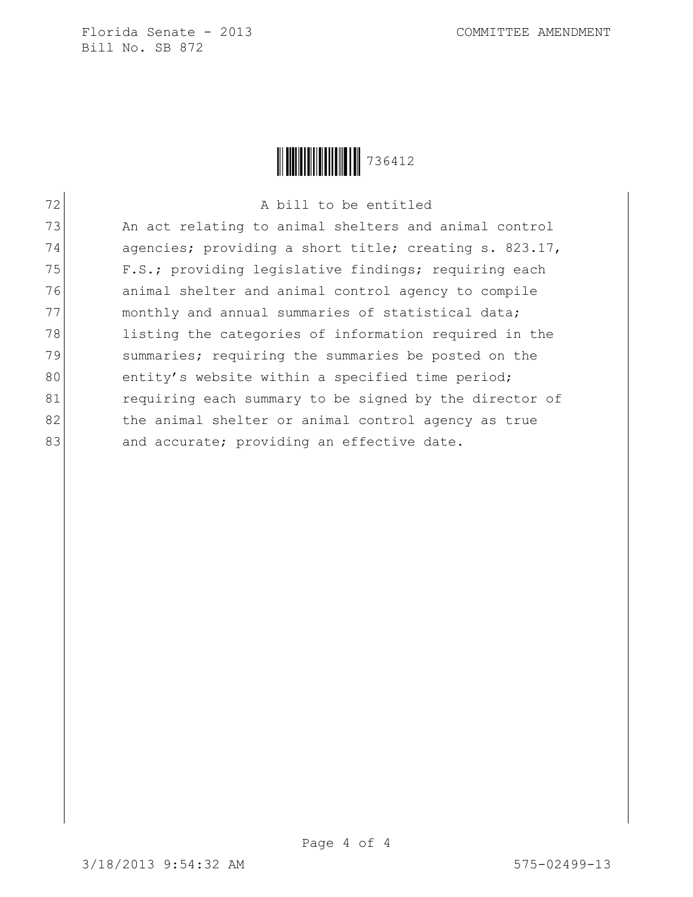A bill to be entitled

An act relating to animal shelters and animal control agencies; providing a short title; creating s. 823.17, F.S.; providing legislative findings; requiring each animal shelter and animal control agency to compile monthly and annual summaries of statistical data; listing the categories of information required in the summaries; requiring the summaries be posted on the entity's website within a specified time period; requiring each summary to be signed by the director of the animal shelter or animal control agency as true and accurate; providing an effective date.